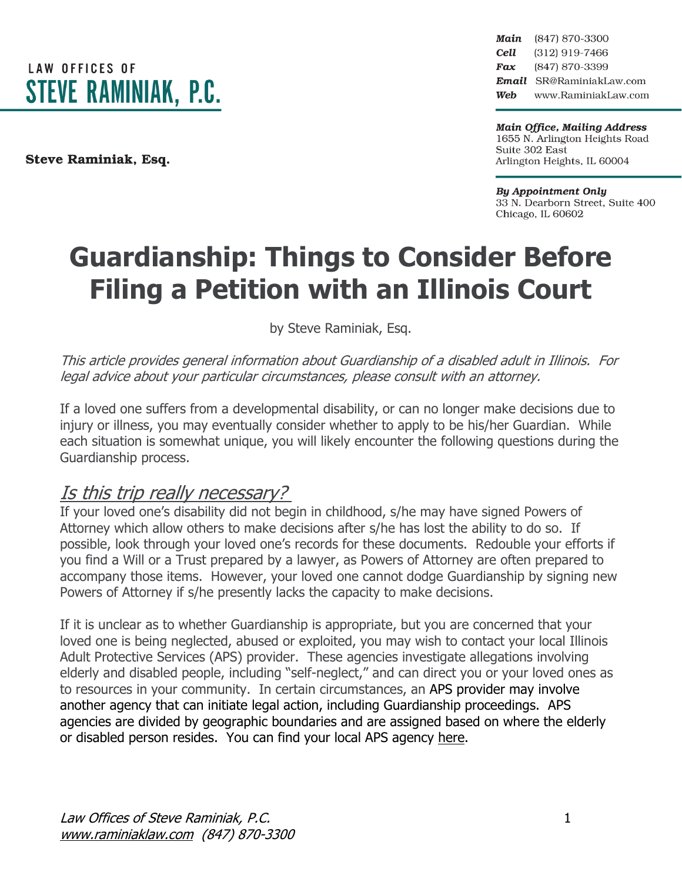LAW OFFICES OF
**STEVE RAMINIAK, P.C.**

**Steve Raminiak, Esq.**

***Main*** (847) 870-3300
***Cell*** (312) 919-7466
***Fax*** (847) 870-3399
***Email*** SR@RaminiakLaw.com
***Web*** www.RaminiakLaw.com

***Main Office, Mailing Address***
1655 N. Arlington Heights Road
Suite 302 East
Arlington Heights, IL 60004

***By Appointment Only***
33 N. Dearborn Street, Suite 400
Chicago, IL 60602

# Guardianship: Things to Consider Before Filing a Petition with an Illinois Court

by Steve Raminiak, Esq.

*This article provides general information about Guardianship of a disabled adult in Illinois. For legal advice about your particular circumstances, please consult with an attorney.*

If a loved one suffers from a developmental disability, or can no longer make decisions due to injury or illness, you may eventually consider whether to apply to be his/her Guardian. While each situation is somewhat unique, you will likely encounter the following questions during the Guardianship process.

## *Is this trip really necessary?*

If your loved one's disability did not begin in childhood, s/he may have signed Powers of Attorney which allow others to make decisions after s/he has lost the ability to do so. If possible, look through your loved one's records for these documents. Redouble your efforts if you find a Will or a Trust prepared by a lawyer, as Powers of Attorney are often prepared to accompany those items. However, your loved one cannot dodge Guardianship by signing new Powers of Attorney if s/he presently lacks the capacity to make decisions.

If it is unclear as to whether Guardianship is appropriate, but you are concerned that your loved one is being neglected, abused or exploited, you may wish to contact your local Illinois Adult Protective Services (APS) provider. These agencies investigate allegations involving elderly and disabled people, including "self-neglect," and can direct you or your loved ones as to resources in your community. In certain circumstances, an APS provider may involve another agency that can initiate legal action, including Guardianship proceedings. APS agencies are divided by geographic boundaries and are assigned based on where the elderly or disabled person resides. You can find your local APS agency here.

*Law Offices of Steve Raminiak, P.C.*
www.raminiaklaw.com *(847) 870-3300*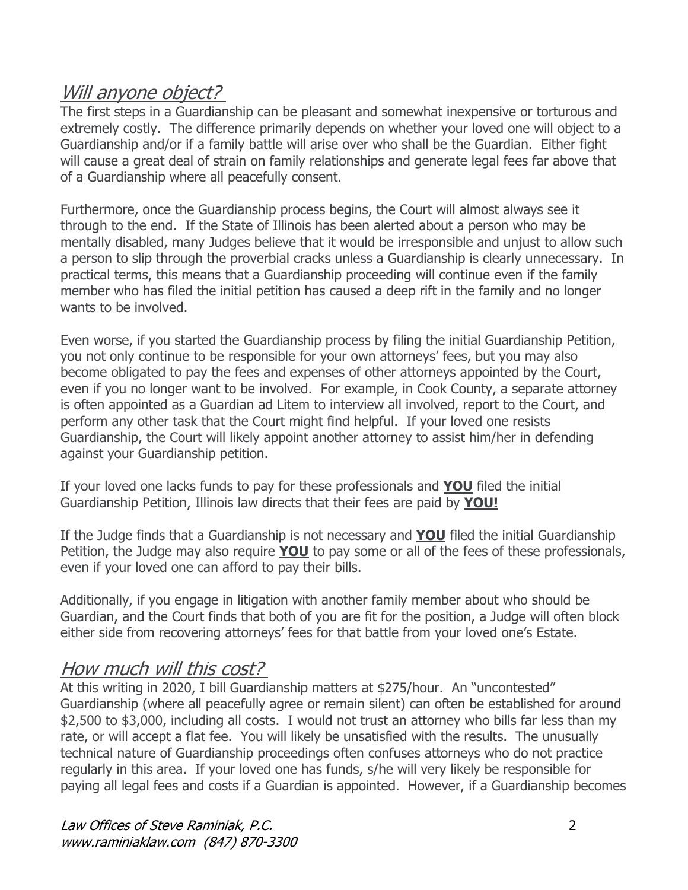## *Will anyone object?*

The first steps in a Guardianship can be pleasant and somewhat inexpensive or torturous and extremely costly. The difference primarily depends on whether your loved one will object to a Guardianship and/or if a family battle will arise over who shall be the Guardian. Either fight will cause a great deal of strain on family relationships and generate legal fees far above that of a Guardianship where all peacefully consent.

Furthermore, once the Guardianship process begins, the Court will almost always see it through to the end. If the State of Illinois has been alerted about a person who may be mentally disabled, many Judges believe that it would be irresponsible and unjust to allow such a person to slip through the proverbial cracks unless a Guardianship is clearly unnecessary. In practical terms, this means that a Guardianship proceeding will continue even if the family member who has filed the initial petition has caused a deep rift in the family and no longer wants to be involved.

Even worse, if you started the Guardianship process by filing the initial Guardianship Petition, you not only continue to be responsible for your own attorneys' fees, but you may also become obligated to pay the fees and expenses of other attorneys appointed by the Court, even if you no longer want to be involved. For example, in Cook County, a separate attorney is often appointed as a Guardian ad Litem to interview all involved, report to the Court, and perform any other task that the Court might find helpful. If your loved one resists Guardianship, the Court will likely appoint another attorney to assist him/her in defending against your Guardianship petition.

If your loved one lacks funds to pay for these professionals and **YOU** filed the initial Guardianship Petition, Illinois law directs that their fees are paid by **YOU!**

If the Judge finds that a Guardianship is not necessary and **YOU** filed the initial Guardianship Petition, the Judge may also require **YOU** to pay some or all of the fees of these professionals, even if your loved one can afford to pay their bills.

Additionally, if you engage in litigation with another family member about who should be Guardian, and the Court finds that both of you are fit for the position, a Judge will often block either side from recovering attorneys' fees for that battle from your loved one's Estate.

## *How much will this cost?*

At this writing in 2020, I bill Guardianship matters at $275/hour. An "uncontested" Guardianship (where all peacefully agree or remain silent) can often be established for around $2,500 to $3,000, including all costs. I would not trust an attorney who bills far less than my rate, or will accept a flat fee. You will likely be unsatisfied with the results. The unusually technical nature of Guardianship proceedings often confuses attorneys who do not practice regularly in this area. If your loved one has funds, s/he will very likely be responsible for paying all legal fees and costs if a Guardian is appointed. However, if a Guardianship becomes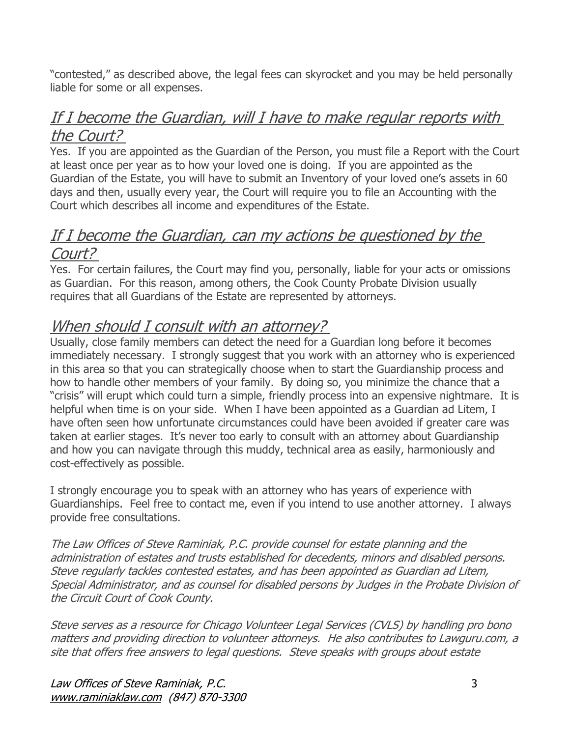"contested," as described above, the legal fees can skyrocket and you may be held personally liable for some or all expenses.

## *If I become the Guardian, will I have to make regular reports with the Court?*

Yes. If you are appointed as the Guardian of the Person, you must file a Report with the Court at least once per year as to how your loved one is doing. If you are appointed as the Guardian of the Estate, you will have to submit an Inventory of your loved one's assets in 60 days and then, usually every year, the Court will require you to file an Accounting with the Court which describes all income and expenditures of the Estate.

## *If I become the Guardian, can my actions be questioned by the Court?*

Yes. For certain failures, the Court may find you, personally, liable for your acts or omissions as Guardian. For this reason, among others, the Cook County Probate Division usually requires that all Guardians of the Estate are represented by attorneys.

## *When should I consult with an attorney?*

Usually, close family members can detect the need for a Guardian long before it becomes immediately necessary. I strongly suggest that you work with an attorney who is experienced in this area so that you can strategically choose when to start the Guardianship process and how to handle other members of your family. By doing so, you minimize the chance that a "crisis" will erupt which could turn a simple, friendly process into an expensive nightmare. It is helpful when time is on your side. When I have been appointed as a Guardian ad Litem, I have often seen how unfortunate circumstances could have been avoided if greater care was taken at earlier stages. It's never too early to consult with an attorney about Guardianship and how you can navigate through this muddy, technical area as easily, harmoniously and cost-effectively as possible.

I strongly encourage you to speak with an attorney who has years of experience with Guardianships. Feel free to contact me, even if you intend to use another attorney. I always provide free consultations.

*The Law Offices of Steve Raminiak, P.C. provide counsel for estate planning and the administration of estates and trusts established for decedents, minors and disabled persons. Steve regularly tackles contested estates, and has been appointed as Guardian ad Litem, Special Administrator, and as counsel for disabled persons by Judges in the Probate Division of the Circuit Court of Cook County.*

*Steve serves as a resource for Chicago Volunteer Legal Services (CVLS) by handling pro bono matters and providing direction to volunteer attorneys. He also contributes to Lawguru.com, a site that offers free answers to legal questions. Steve speaks with groups about estate*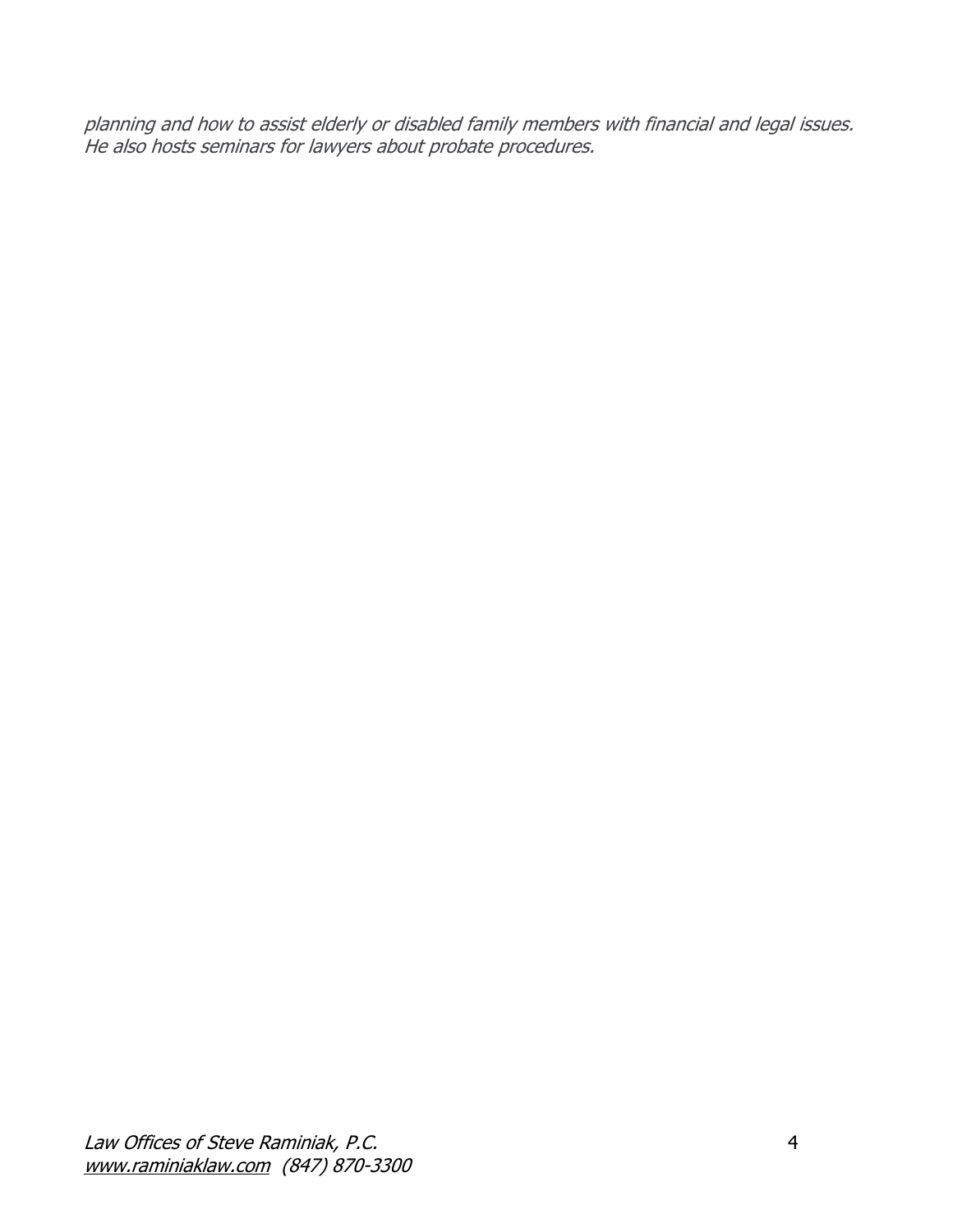*planning and how to assist elderly or disabled family members with financial and legal issues. He also hosts seminars for lawyers about probate procedures.*